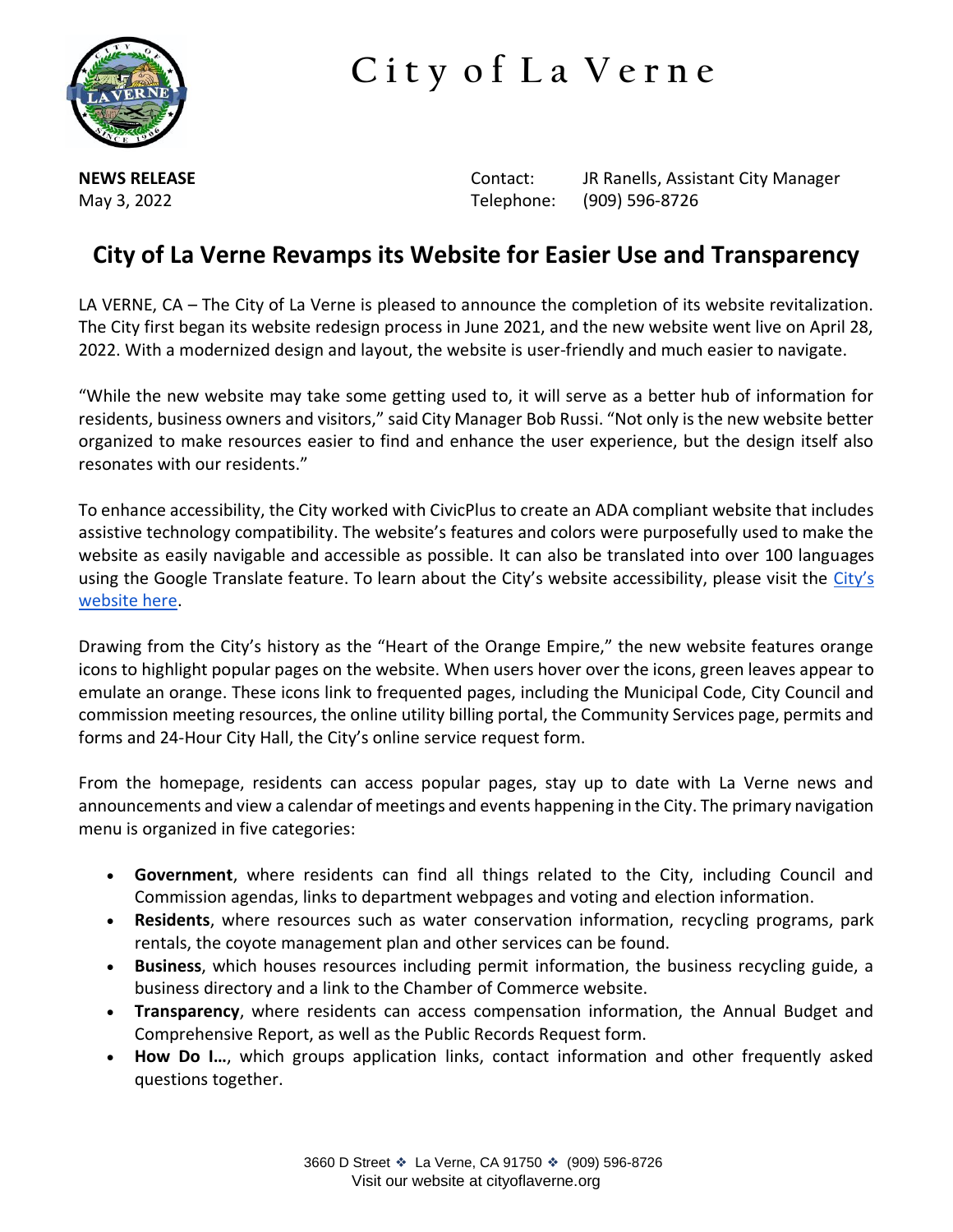# City of La Verne

**NEWS RELEASE**
May 3, 2022

Contact: JR Ranells, Assistant City Manager
Telephone: (909) 596-8726

## City of La Verne Revamps its Website for Easier Use and Transparency

LA VERNE, CA – The City of La Verne is pleased to announce the completion of its website revitalization. The City first began its website redesign process in June 2021, and the new website went live on April 28, 2022. With a modernized design and layout, the website is user-friendly and much easier to navigate.

"While the new website may take some getting used to, it will serve as a better hub of information for residents, business owners and visitors," said City Manager Bob Russi. "Not only is the new website better organized to make resources easier to find and enhance the user experience, but the design itself also resonates with our residents."

To enhance accessibility, the City worked with CivicPlus to create an ADA compliant website that includes assistive technology compatibility. The website's features and colors were purposefully used to make the website as easily navigable and accessible as possible. It can also be translated into over 100 languages using the Google Translate feature. To learn about the City's website accessibility, please visit the City's website here.

Drawing from the City's history as the "Heart of the Orange Empire," the new website features orange icons to highlight popular pages on the website. When users hover over the icons, green leaves appear to emulate an orange. These icons link to frequented pages, including the Municipal Code, City Council and commission meeting resources, the online utility billing portal, the Community Services page, permits and forms and 24-Hour City Hall, the City's online service request form.

From the homepage, residents can access popular pages, stay up to date with La Verne news and announcements and view a calendar of meetings and events happening in the City. The primary navigation menu is organized in five categories:

- **Government**, where residents can find all things related to the City, including Council and Commission agendas, links to department webpages and voting and election information.
- **Residents**, where resources such as water conservation information, recycling programs, park rentals, the coyote management plan and other services can be found.
- **Business**, which houses resources including permit information, the business recycling guide, a business directory and a link to the Chamber of Commerce website.
- **Transparency**, where residents can access compensation information, the Annual Budget and Comprehensive Report, as well as the Public Records Request form.
- **How Do I…**, which groups application links, contact information and other frequently asked questions together.

3660 D Street ❖ La Verne, CA 91750 ❖ (909) 596-8726
Visit our website at cityoflaverne.org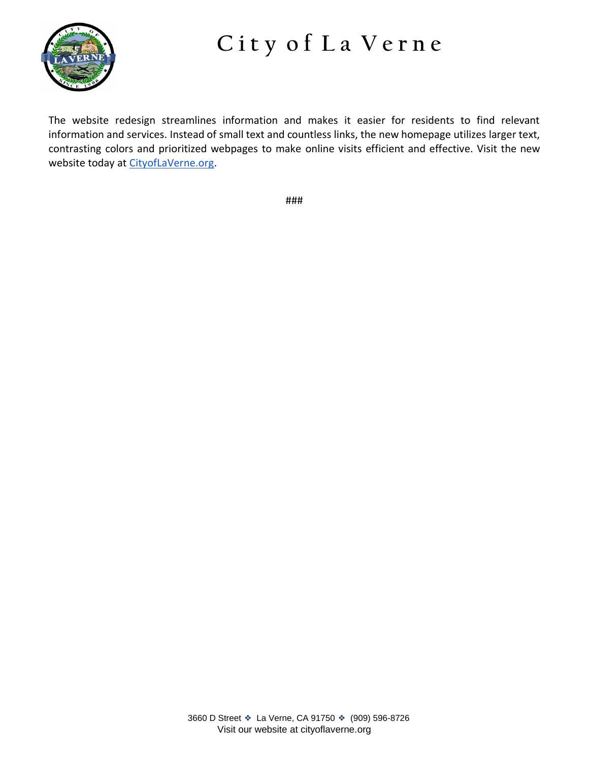The website redesign streamlines information and makes it easier for residents to find relevant information and services. Instead of small text and countless links, the new homepage utilizes larger text, contrasting colors and prioritized webpages to make online visits efficient and effective. Visit the new website today at [CityofLaVerne.org](http://CityofLaVerne.org).

###